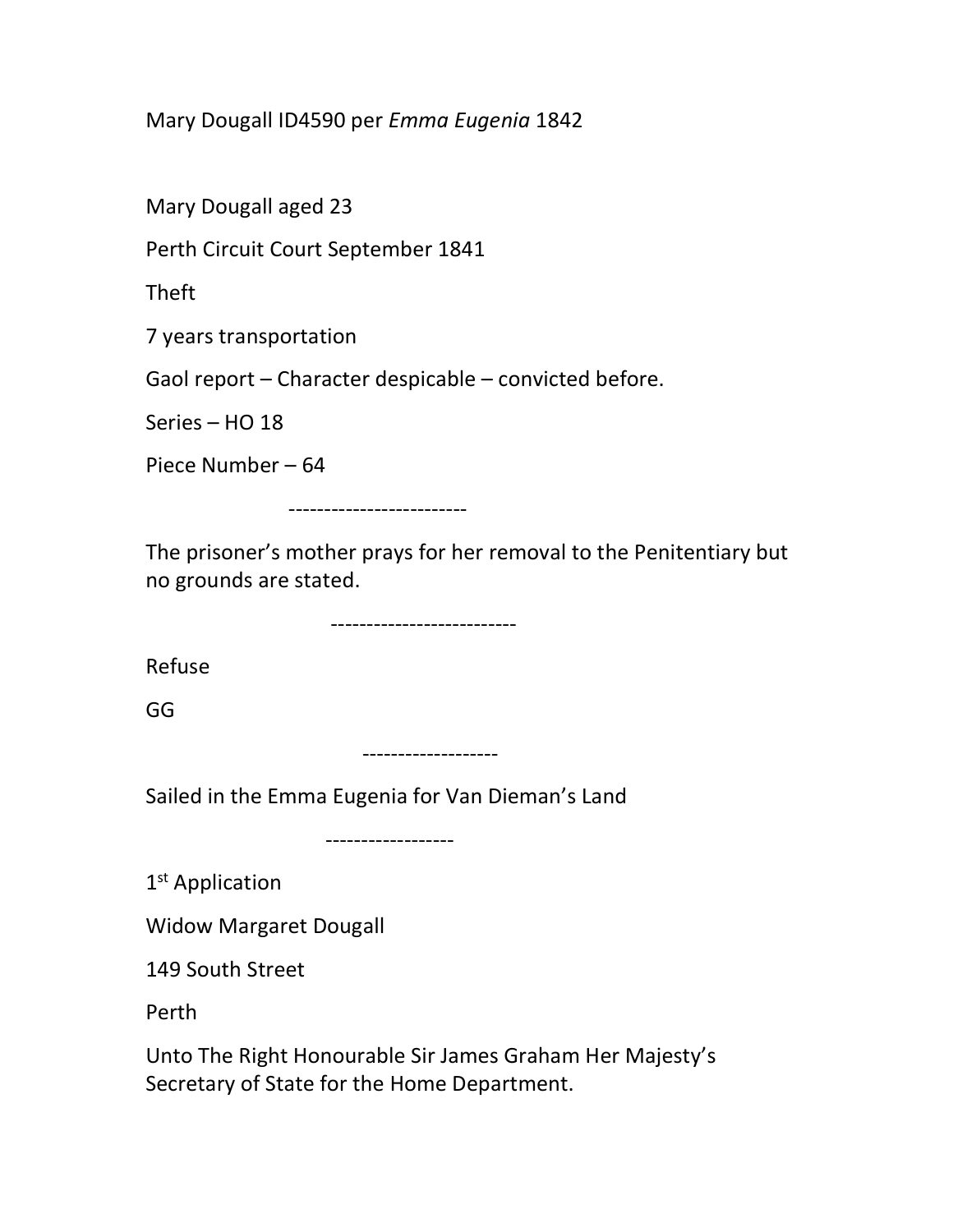Mary Dougall ID4590 per *Emma Eugenia* 1842

Mary Dougall aged 23

Perth Circuit Court September 1841

Theft

7 years transportation

Gaol report – Character despicable – convicted before.

Series – HO 18

Piece Number – 64

-------------------------

The prisoner's mother prays for her removal to the Penitentiary but no grounds are stated.

--------------------------

Refuse

GG

-------------------

Sailed in the Emma Eugenia for Van Dieman's Land

------------------

1st Application

Widow Margaret Dougall

149 South Street

Perth

Unto The Right Honourable Sir James Graham Her Majesty's Secretary of State for the Home Department.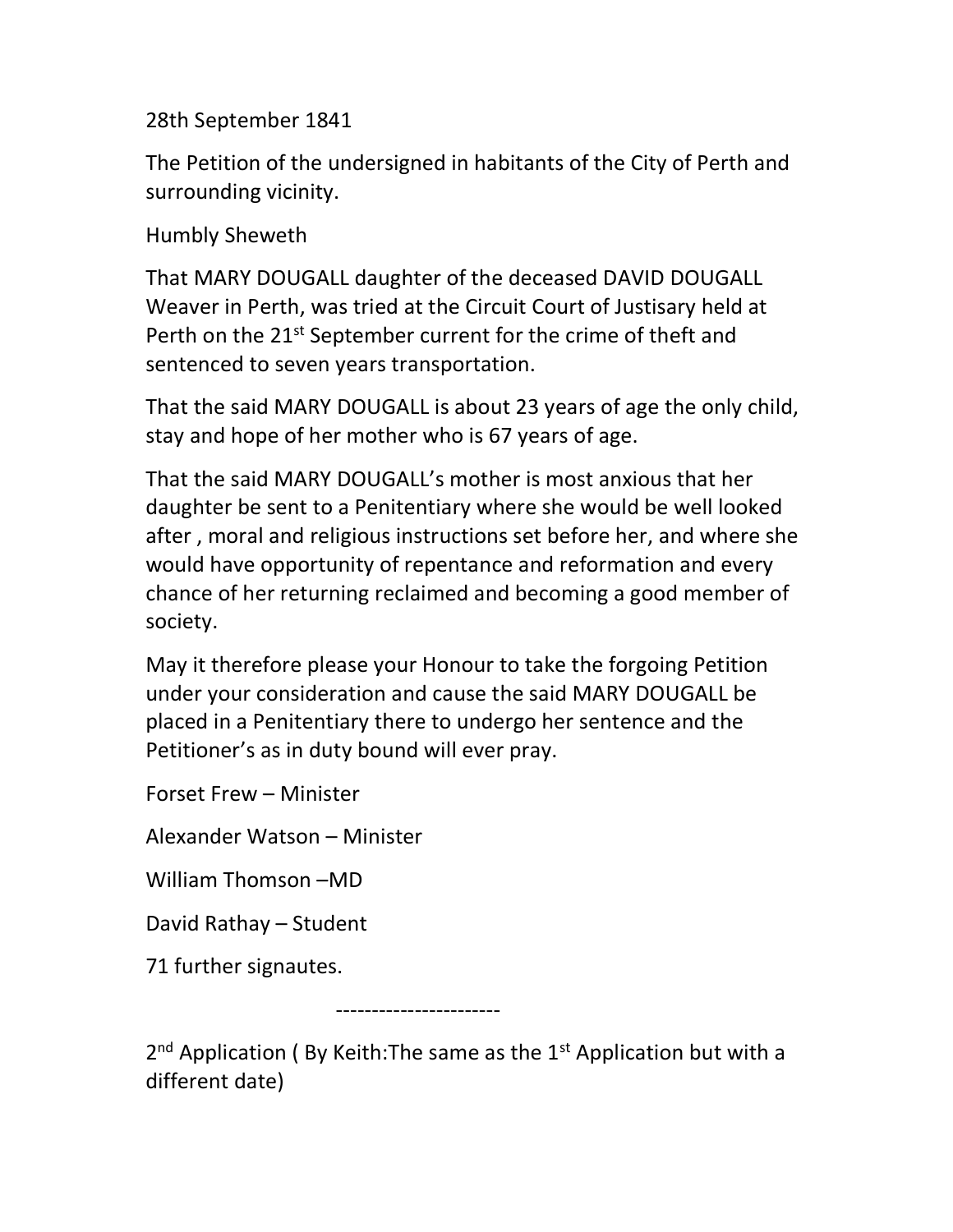28th September 1841

The Petition of the undersigned in habitants of the City of Perth and surrounding vicinity.

Humbly Sheweth

That MARY DOUGALL daughter of the deceased DAVID DOUGALL Weaver in Perth, was tried at the Circuit Court of Justisary held at Perth on the 21st September current for the crime of theft and sentenced to seven years transportation.

That the said MARY DOUGALL is about 23 years of age the only child, stay and hope of her mother who is 67 years of age.

That the said MARY DOUGALL's mother is most anxious that her daughter be sent to a Penitentiary where she would be well looked after , moral and religious instructions set before her, and where she would have opportunity of repentance and reformation and every chance of her returning reclaimed and becoming a good member of society.

May it therefore please your Honour to take the forgoing Petition under your consideration and cause the said MARY DOUGALL be placed in a Penitentiary there to undergo her sentence and the Petitioner's as in duty bound will ever pray.

Forset Frew – Minister

Alexander Watson – Minister

William Thomson –MD

David Rathay – Student

71 further signautes.

-----------------------

2nd Application ( By Keith:The same as the 1st Application but with a different date)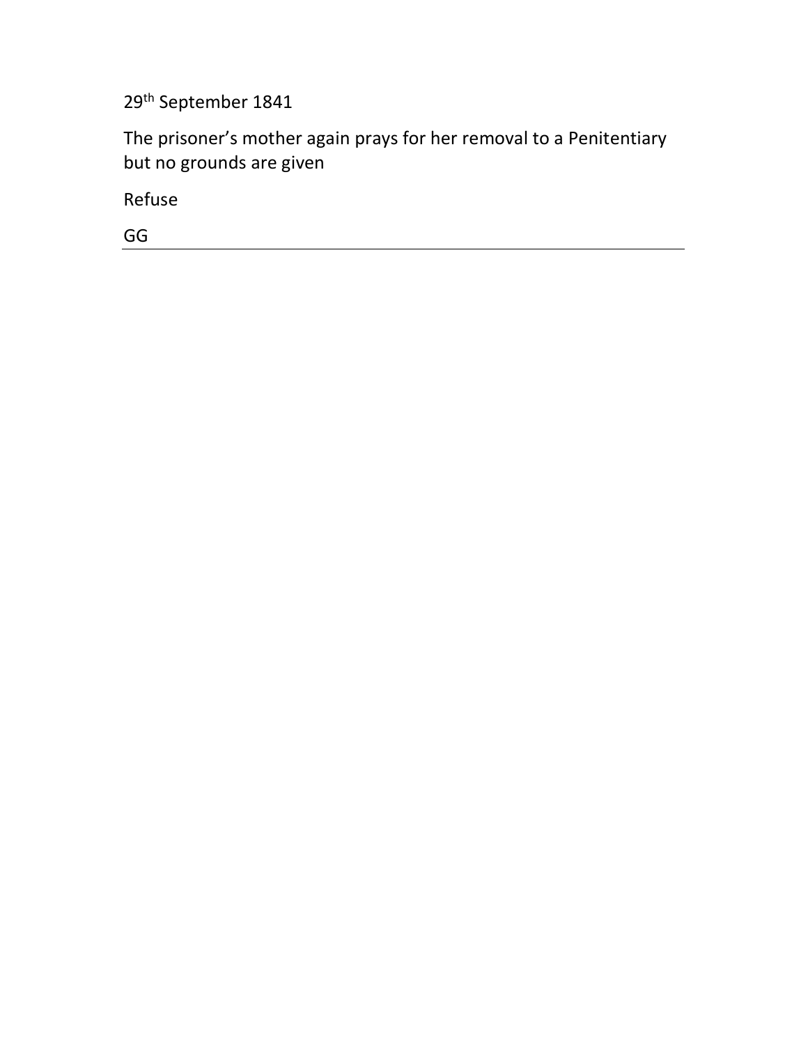29th September 1841

The prisoner's mother again prays for her removal to a Penitentiary but no grounds are given

Refuse

GG

---